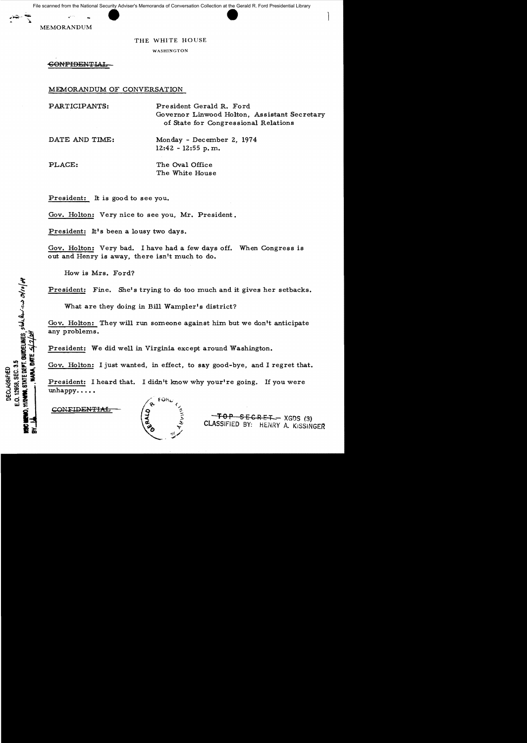MEMORANDUM

THE WHITE HOUSE

WASHINGTON

~~CONFIDENTIAL~~

MEMORANDUM OF CONVERSATION

PARTICIPANTS: President Gerald R. Ford
Governor Linwood Holton, Assistant Secretary of State for Congressional Relations

DATE AND TIME: Monday - December 2, 1974
12:42 - 12:55 p.m.

PLACE: The Oval Office
The White House

President: It is good to see you.

Gov. Holton: Very nice to see you, Mr. President.

President: It's been a lousy two days.

Gov. Holton: Very bad. I have had a few days off. When Congress is out and Henry is away, there isn't much to do.

How is Mrs. Ford?

President: Fine. She's trying to do too much and it gives her setbacks.

What are they doing in Bill Wampler's district?

Gov. Holton: They will run someone against him but we don't anticipate any problems.

President: We did well in Virginia except around Washington.

Gov. Holton: I just wanted, in effect, to say good-bye, and I regret that.

President: I heard that. I didn't know why your're going. If you were unhappy.....

~~CONFIDENTIAL~~

~~TOP SECRET~~ - XGDS (3)
CLASSIFIED BY: HENRY A. KISSINGER

DECLASSIFIED
E.O. 12958, SEC. 3.5
NSC MEMO, 11/24/98, STATE DEPT. GUIDELINES
BY ___, NARA, DATE 5/2/04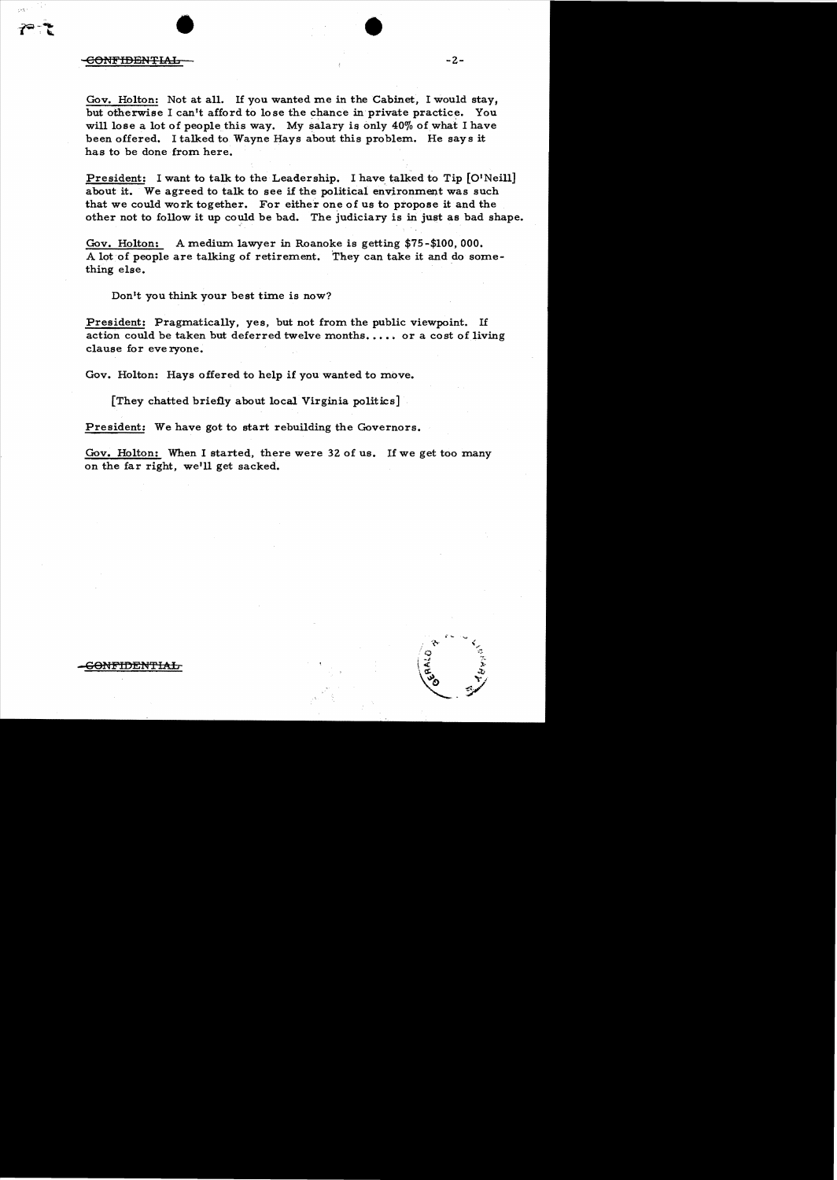CONFIDENTIAL

Gov. Holton: Not at all. If you wanted me in the Cabinet, I would stay, but otherwise I can't afford to lose the chance in private practice. You will lose a lot of people this way. My salary is only 40% of what I have been offered. I talked to Wayne Hays about this problem. He says it has to be done from here.

President: I want to talk to the Leadership. I have talked to Tip [O'Neill] about it. We agreed to talk to see if the political environment was such that we could work together. For either one of us to propose it and the other not to follow it up could be bad. The judiciary is in just as bad shape.

Gov. Holton: A medium lawyer in Roanoke is getting $75-$100,000. A lot of people are talking of retirement. They can take it and do something else.

Don't you think your best time is now?

President: Pragmatically, yes, but not from the public viewpoint. If action could be taken but deferred twelve months..... or a cost of living clause for everyone.

Gov. Holton: Hays offered to help if you wanted to move.

[They chatted briefly about local Virginia politics]

President: We have got to start rebuilding the Governors.

Gov. Holton: When I started, there were 32 of us. If we get too many on the far right, we'll get sacked.

CONFIDENTIAL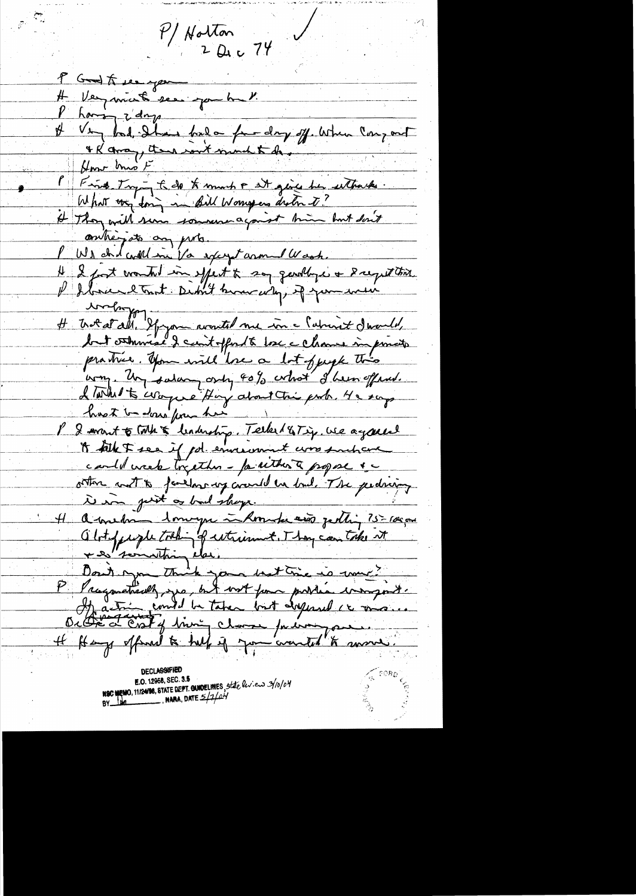P/ Holton
2 Dec 74

P Good to see you

H Very nice to see you Mr P.

P Having 2 days

H Very bad. I have had a few days off. When Cong out & K away, there isn't much to do.

How was F

P Fine. Trying to do too much & it gives her setbacks. What are they doing in Bill Wampler's district?

H They will run someone against him but don't anticipate any prob.

P We did well in Va except around Wash.

H I just wanted in effect to say goodbye & I regret this.

P I knew I took. Didn't know why, if you were unhappy.

H Not at all. If you wanted me in a Cabinet I would, but otherwise I can't afford to lose a chance in private practice. You will lose a lot of people this way. My salary only 40% what I've been offered. I talked to Wayne Hays about this prob. He says hard to be done [illegible]

P I want to talk to leadership. Teeter & Tip. We agreed to talk & see if pol. environment was such we could work together - for either to propose & the other not to [illegible] would be bad. The pending is in just as bad shape.

H A median lawyer in Roanoke was getting 75 - Ceiling? A lot of people talking of retirement. They can take it & do something else.

Don't you think your last time is now?

P Pragmatically, yes, but not from public viewpoint. If action could be taken but deferred to [illegible] Or [illegible] a cost of living change [illegible]

H Hays offered to help if you wanted to move.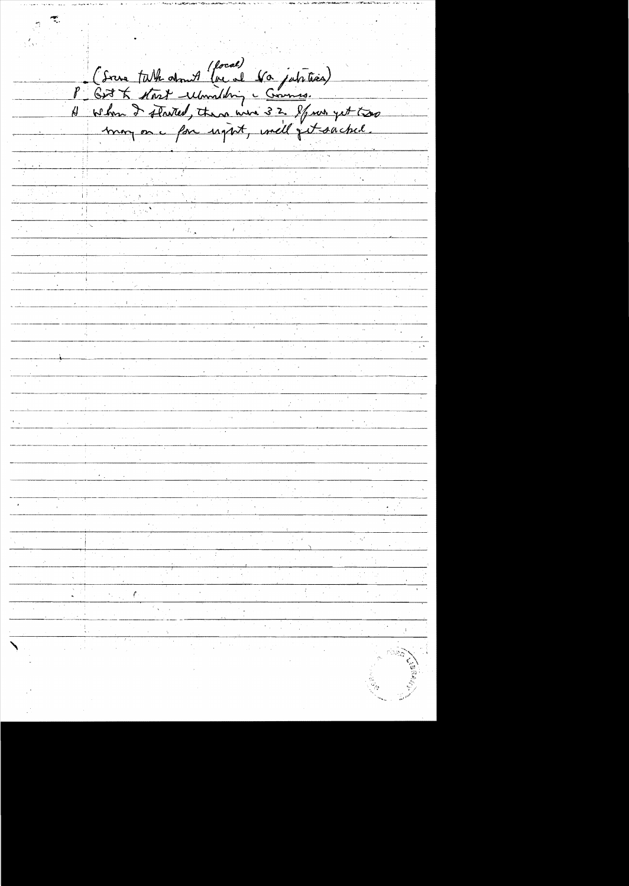(Some talk about (local) (re al Va jobs/ties)

P Got to start ... Gomes.

H When I started, there were 32. If you get too many on a for night, will get sacked.